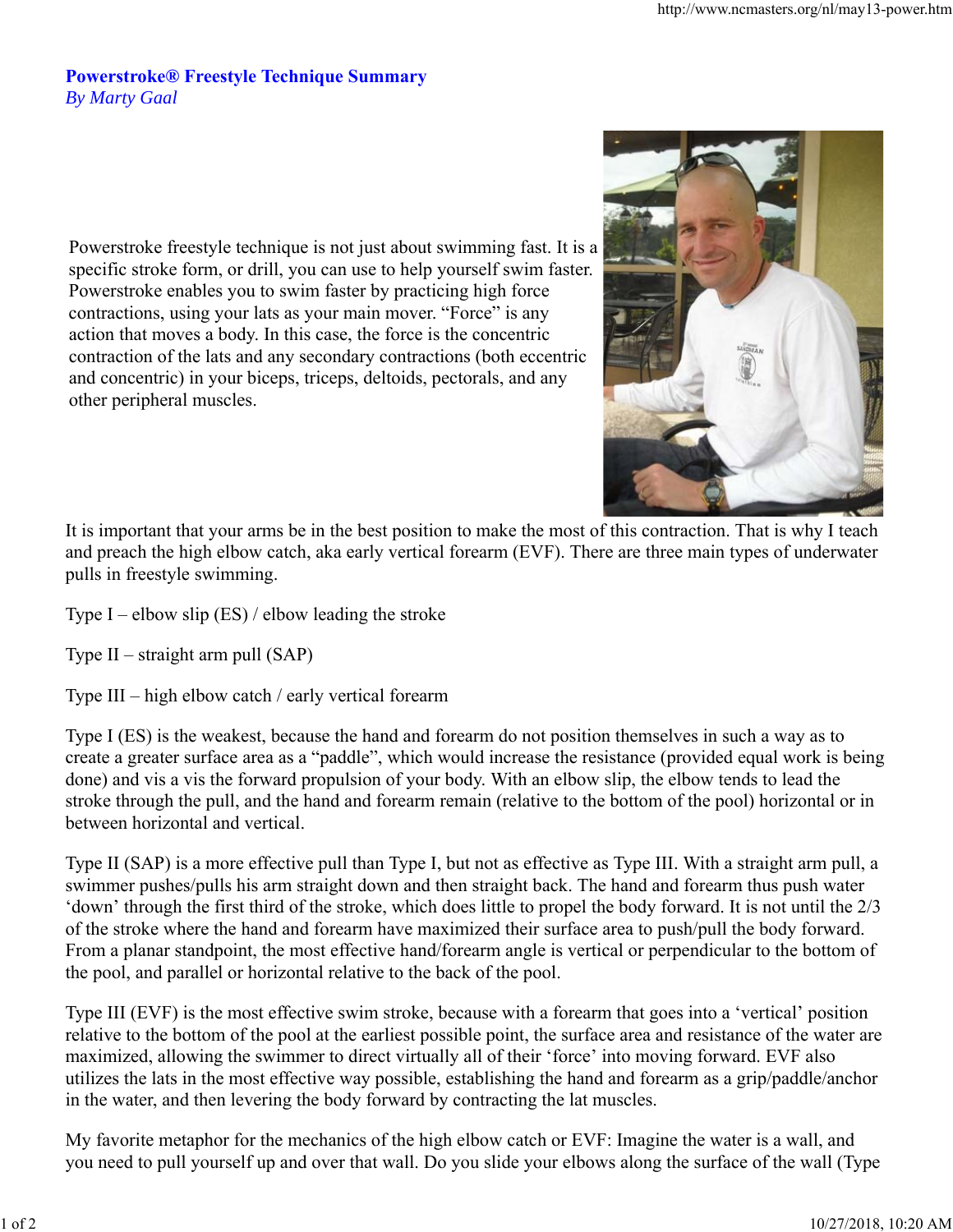# Powerstroke® Freestyle Technique Summary

*By Marty Gaal*

Powerstroke freestyle technique is not just about swimming fast. It is a specific stroke form, or drill, you can use to help yourself swim faster. Powerstroke enables you to swim faster by practicing high force contractions, using your lats as your main mover. "Force" is any action that moves a body. In this case, the force is the concentric contraction of the lats and any secondary contractions (both eccentric and concentric) in your biceps, triceps, deltoids, pectorals, and any other peripheral muscles.

It is important that your arms be in the best position to make the most of this contraction. That is why I teach and preach the high elbow catch, aka early vertical forearm (EVF). There are three main types of underwater pulls in freestyle swimming.

Type I – elbow slip (ES) / elbow leading the stroke

Type II – straight arm pull (SAP)

Type III – high elbow catch / early vertical forearm

Type I (ES) is the weakest, because the hand and forearm do not position themselves in such a way as to create a greater surface area as a "paddle", which would increase the resistance (provided equal work is being done) and vis a vis the forward propulsion of your body. With an elbow slip, the elbow tends to lead the stroke through the pull, and the hand and forearm remain (relative to the bottom of the pool) horizontal or in between horizontal and vertical.

Type II (SAP) is a more effective pull than Type I, but not as effective as Type III. With a straight arm pull, a swimmer pushes/pulls his arm straight down and then straight back. The hand and forearm thus push water 'down' through the first third of the stroke, which does little to propel the body forward. It is not until the 2/3 of the stroke where the hand and forearm have maximized their surface area to push/pull the body forward. From a planar standpoint, the most effective hand/forearm angle is vertical or perpendicular to the bottom of the pool, and parallel or horizontal relative to the back of the pool.

Type III (EVF) is the most effective swim stroke, because with a forearm that goes into a 'vertical' position relative to the bottom of the pool at the earliest possible point, the surface area and resistance of the water are maximized, allowing the swimmer to direct virtually all of their 'force' into moving forward. EVF also utilizes the lats in the most effective way possible, establishing the hand and forearm as a grip/paddle/anchor in the water, and then levering the body forward by contracting the lat muscles.

My favorite metaphor for the mechanics of the high elbow catch or EVF: Imagine the water is a wall, and you need to pull yourself up and over that wall. Do you slide your elbows along the surface of the wall (Type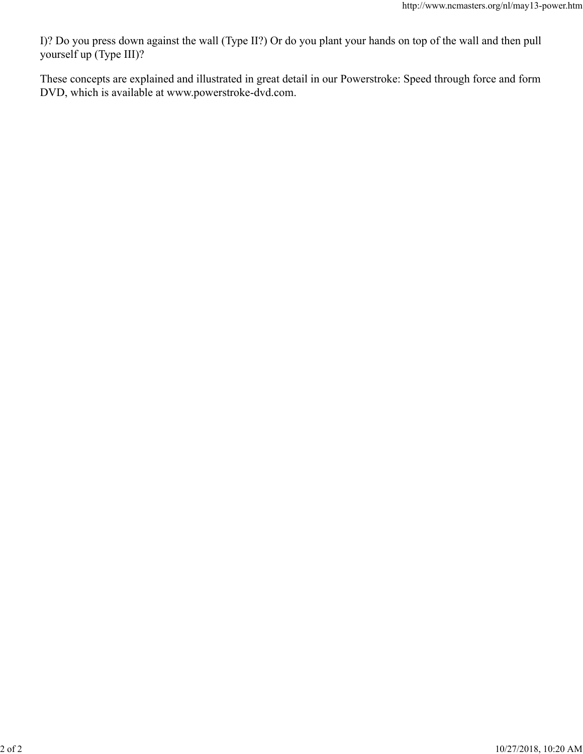I)? Do you press down against the wall (Type II?) Or do you plant your hands on top of the wall and then pull yourself up (Type III)?

These concepts are explained and illustrated in great detail in our Powerstroke: Speed through force and form DVD, which is available at www.powerstroke-dvd.com.